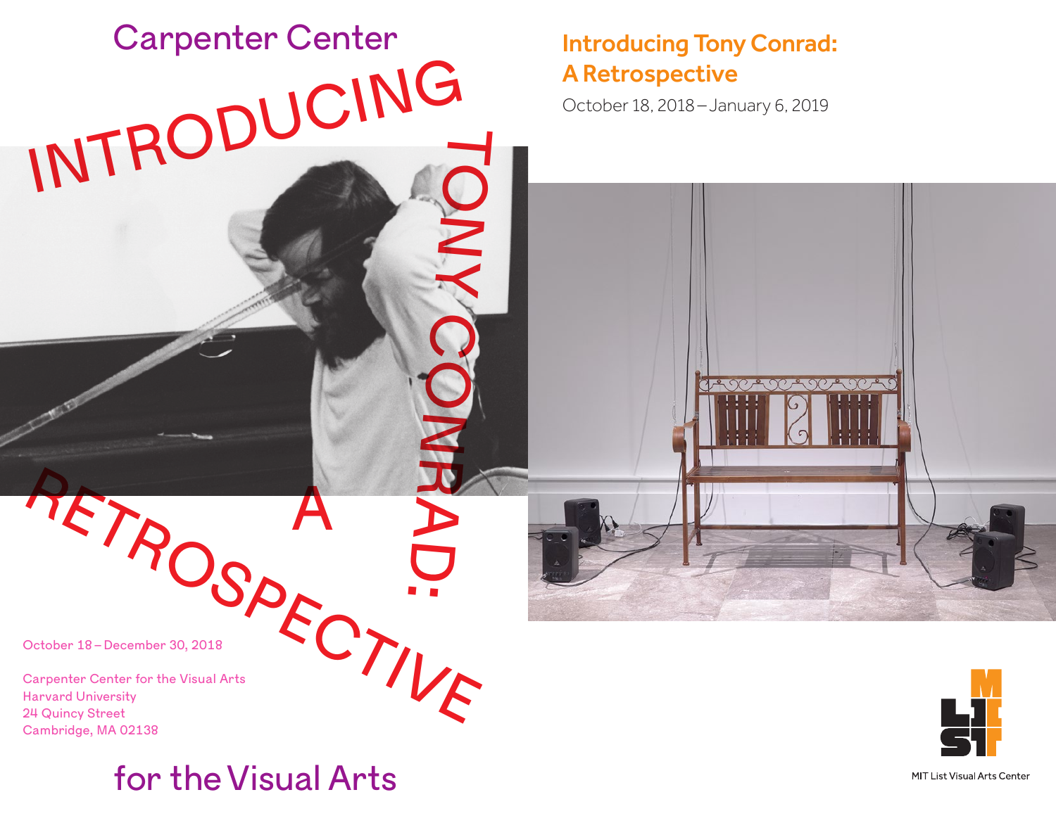# Carpenter Center for the Visual Arts

# INTRODUCING TONY CONRAD: A RETROSPECTIVE

October 18 – December 30, 2018

Carpenter Center for the Visual Arts
Harvard University
24 Quincy Street
Cambridge, MA 02138

## Introducing Tony Conrad: A Retrospective

October 18, 2018 – January 6, 2019

MIT List Visual Arts Center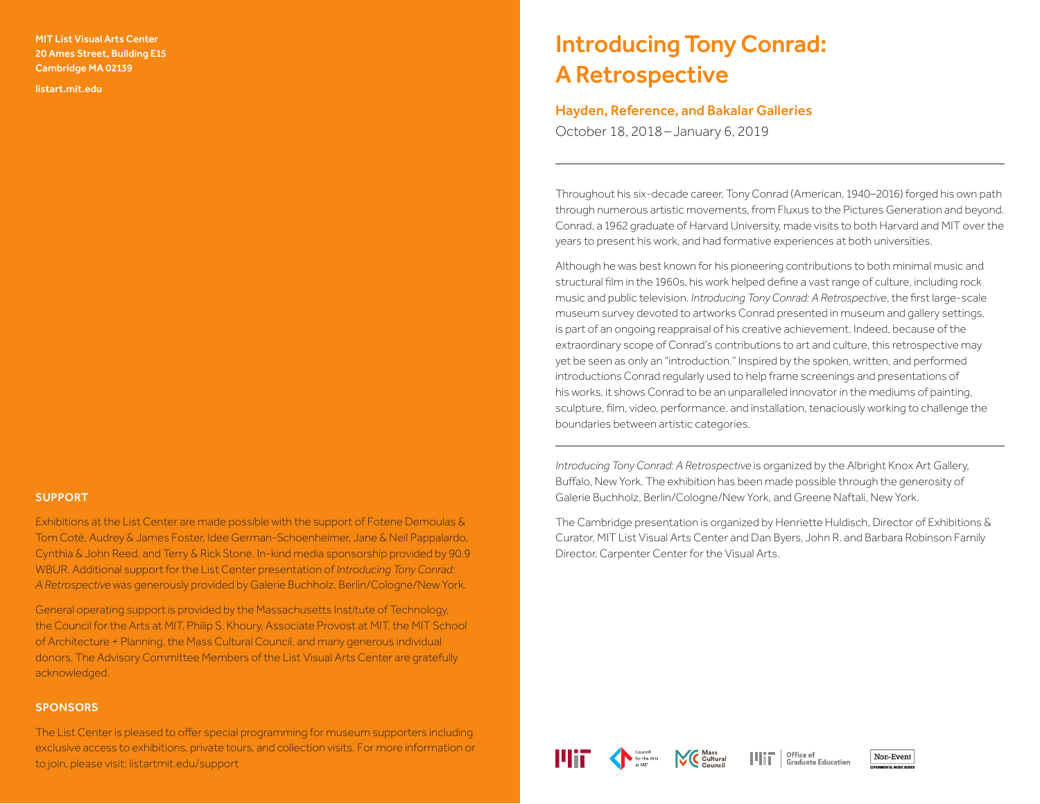MIT List Visual Arts Center
20 Ames Street, Building E15
Cambridge MA 02139

listart.mit.edu

## SUPPORT

Exhibitions at the List Center are made possible with the support of Fotene Demoulas & Tom Coté, Audrey & James Foster, Idee German-Schoenheimer, Jane & Neil Pappalardo, Cynthia & John Reed, and Terry & Rick Stone. In-kind media sponsorship provided by 90.9 WBUR. Additional support for the List Center presentation of *Introducing Tony Conrad: A Retrospective* was generously provided by Galerie Buchholz, Berlin/Cologne/New York.

General operating support is provided by the Massachusetts Institute of Technology, the Council for the Arts at MIT, Philip S. Khoury, Associate Provost at MIT, the MIT School of Architecture + Planning, the Mass Cultural Council, and many generous individual donors. The Advisory Committee Members of the List Visual Arts Center are gratefully acknowledged.

## SPONSORS

The List Center is pleased to offer special programming for museum supporters including exclusive access to exhibitions, private tours, and collection visits. For more information or to join, please visit: listartmit.edu/support

# Introducing Tony Conrad: A Retrospective

### Hayden, Reference, and Bakalar Galleries

October 18, 2018 – January 6, 2019

---

Throughout his six-decade career, Tony Conrad (American, 1940–2016) forged his own path through numerous artistic movements, from Fluxus to the Pictures Generation and beyond. Conrad, a 1962 graduate of Harvard University, made visits to both Harvard and MIT over the years to present his work, and had formative experiences at both universities.

Although he was best known for his pioneering contributions to both minimal music and structural film in the 1960s, his work helped define a vast range of culture, including rock music and public television. *Introducing Tony Conrad: A Retrospective*, the first large-scale museum survey devoted to artworks Conrad presented in museum and gallery settings, is part of an ongoing reappraisal of his creative achievement. Indeed, because of the extraordinary scope of Conrad's contributions to art and culture, this retrospective may yet be seen as only an "introduction." Inspired by the spoken, written, and performed introductions Conrad regularly used to help frame screenings and presentations of his works, it shows Conrad to be an unparalleled innovator in the mediums of painting, sculpture, film, video, performance, and installation, tenaciously working to challenge the boundaries between artistic categories.

---

*Introducing Tony Conrad: A Retrospective* is organized by the Albright Knox Art Gallery, Buffalo, New York. The exhibition has been made possible through the generosity of Galerie Buchholz, Berlin/Cologne/New York, and Greene Naftali, New York.

The Cambridge presentation is organized by Henriette Huldisch, Director of Exhibitions & Curator, MIT List Visual Arts Center and Dan Byers, John R. and Barbara Robinson Family Director, Carpenter Center for the Visual Arts.

Council for the Arts at MIT | Mass Cultural Council | MIT Office of Graduate Education | Non-Event Experimental Music Series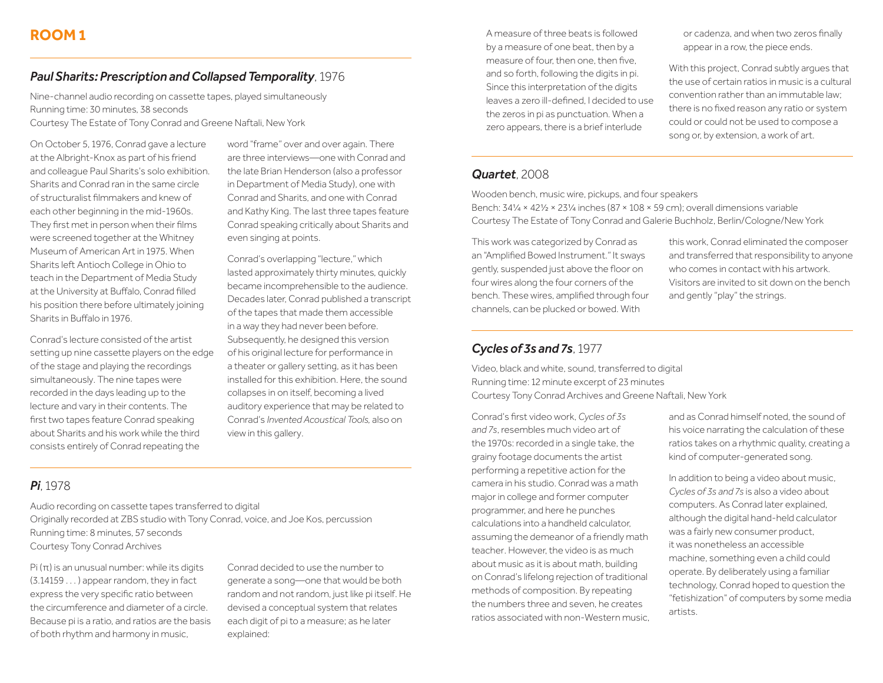## ROOM 1

### *Paul Sharits: Prescription and Collapsed Temporality*, 1976

Nine-channel audio recording on cassette tapes, played simultaneously
Running time: 30 minutes, 38 seconds
Courtesy The Estate of Tony Conrad and Greene Naftali, New York

On October 5, 1976, Conrad gave a lecture at the Albright-Knox as part of his friend and colleague Paul Sharits's solo exhibition. Sharits and Conrad ran in the same circle of structuralist filmmakers and knew of each other beginning in the mid-1960s. They first met in person when their films were screened together at the Whitney Museum of American Art in 1975. When Sharits left Antioch College in Ohio to teach in the Department of Media Study at the University at Buffalo, Conrad filled his position there before ultimately joining Sharits in Buffalo in 1976.

Conrad's lecture consisted of the artist setting up nine cassette players on the edge of the stage and playing the recordings simultaneously. The nine tapes were recorded in the days leading up to the lecture and vary in their contents. The first two tapes feature Conrad speaking about Sharits and his work while the third consists entirely of Conrad repeating the word "frame" over and over again. There are three interviews—one with Conrad and the late Brian Henderson (also a professor in Department of Media Study), one with Conrad and Sharits, and one with Conrad and Kathy King. The last three tapes feature Conrad speaking critically about Sharits and even singing at points.

Conrad's overlapping "lecture," which lasted approximately thirty minutes, quickly became incomprehensible to the audience. Decades later, Conrad published a transcript of the tapes that made them accessible in a way they had never been before. Subsequently, he designed this version of his original lecture for performance in a theater or gallery setting, as it has been installed for this exhibition. Here, the sound collapses in on itself, becoming a lived auditory experience that may be related to Conrad's *Invented Acoustical Tools*, also on view in this gallery.

### *Pi*, 1978

Audio recording on cassette tapes transferred to digital
Originally recorded at ZBS studio with Tony Conrad, voice, and Joe Kos, percussion
Running time: 8 minutes, 57 seconds
Courtesy Tony Conrad Archives

Pi (π) is an unusual number: while its digits (3.14159 . . . ) appear random, they in fact express the very specific ratio between the circumference and diameter of a circle. Because pi is a ratio, and ratios are the basis of both rhythm and harmony in music, Conrad decided to use the number to generate a song—one that would be both random and not random, just like pi itself. He devised a conceptual system that relates each digit of pi to a measure; as he later explained:

> A measure of three beats is followed by a measure of one beat, then by a measure of four, then one, then five, and so forth, following the digits in pi. Since this interpretation of the digits leaves a zero ill-defined, I decided to use the zeros in pi as punctuation. When a zero appears, there is a brief interlude or cadenza, and when two zeros finally appear in a row, the piece ends.

With this project, Conrad subtly argues that the use of certain ratios in music is a cultural convention rather than an immutable law; there is no fixed reason any ratio or system could or could not be used to compose a song or, by extension, a work of art.

### *Quartet*, 2008

Wooden bench, music wire, pickups, and four speakers
Bench: 34¼ × 42½ × 23¼ inches (87 × 108 × 59 cm); overall dimensions variable
Courtesy The Estate of Tony Conrad and Galerie Buchholz, Berlin/Cologne/New York

This work was categorized by Conrad as an "Amplified Bowed Instrument." It sways gently, suspended just above the floor on four wires along the four corners of the bench. These wires, amplified through four channels, can be plucked or bowed. With this work, Conrad eliminated the composer and transferred that responsibility to anyone who comes in contact with his artwork. Visitors are invited to sit down on the bench and gently "play" the strings.

### *Cycles of 3s and 7s*, 1977

Video, black and white, sound, transferred to digital
Running time: 12 minute excerpt of 23 minutes
Courtesy Tony Conrad Archives and Greene Naftali, New York

Conrad's first video work, *Cycles of 3s and 7s*, resembles much video art of the 1970s: recorded in a single take, the grainy footage documents the artist performing a repetitive action for the camera in his studio. Conrad was a math major in college and former computer programmer, and here he punches calculations into a handheld calculator, assuming the demeanor of a friendly math teacher. However, the video is as much about music as it is about math, building on Conrad's lifelong rejection of traditional methods of composition. By repeating the numbers three and seven, he creates ratios associated with non-Western music, and as Conrad himself noted, the sound of his voice narrating the calculation of these ratios takes on a rhythmic quality, creating a kind of computer-generated song.

In addition to being a video about music, *Cycles of 3s and 7s* is also a video about computers. As Conrad later explained, although the digital hand-held calculator was a fairly new consumer product, it was nonetheless an accessible machine, something even a child could operate. By deliberately using a familiar technology, Conrad hoped to question the "fetishization" of computers by some media artists.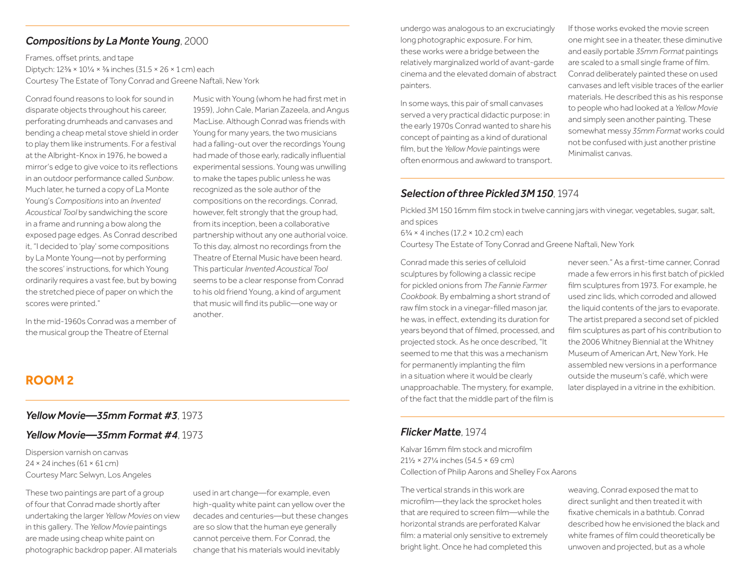### *Compositions by La Monte Young*, 2000

Frames, offset prints, and tape
Diptych: 12⅜ × 10¼ × ⅜ inches (31.5 × 26 × 1 cm) each
Courtesy The Estate of Tony Conrad and Greene Naftali, New York

Conrad found reasons to look for sound in disparate objects throughout his career, perforating drumheads and canvases and bending a cheap metal stove shield in order to play them like instruments. For a festival at the Albright-Knox in 1976, he bowed a mirror's edge to give voice to its reflections in an outdoor performance called *Sunbow*. Much later, he turned a copy of La Monte Young's *Compositions* into an *Invented Acoustical Tool* by sandwiching the score in a frame and running a bow along the exposed page edges. As Conrad described it, "I decided to 'play' some compositions by La Monte Young—not by performing the scores' instructions, for which Young ordinarily requires a vast fee, but by bowing the stretched piece of paper on which the scores were printed."

In the mid-1960s Conrad was a member of the musical group the Theatre of Eternal Music with Young (whom he had first met in 1959), John Cale, Marian Zazeela, and Angus MacLise. Although Conrad was friends with Young for many years, the two musicians had a falling-out over the recordings Young had made of those early, radically influential experimental sessions. Young was unwilling to make the tapes public unless he was recognized as the sole author of the compositions on the recordings. Conrad, however, felt strongly that the group had, from its inception, been a collaborative partnership without any one authorial voice. To this day, almost no recordings from the Theatre of Eternal Music have been heard. This particular *Invented Acoustical Tool* seems to be a clear response from Conrad to his old friend Young, a kind of argument that music will find its public—one way or another.

## ROOM 2

### *Yellow Movie—35mm Format #3*, 1973

### *Yellow Movie—35mm Format #4*, 1973

Dispersion varnish on canvas
24 × 24 inches (61 × 61 cm)
Courtesy Marc Selwyn, Los Angeles

These two paintings are part of a group of four that Conrad made shortly after undertaking the larger *Yellow Movies* on view in this gallery. The *Yellow Movie* paintings are made using cheap white paint on photographic backdrop paper. All materials used in art change—for example, even high-quality white paint can yellow over the decades and centuries—but these changes are so slow that the human eye generally cannot perceive them. For Conrad, the change that his materials would inevitably undergo was analogous to an excruciatingly long photographic exposure. For him, these works were a bridge between the relatively marginalized world of avant-garde cinema and the elevated domain of abstract painters.

In some ways, this pair of small canvases served a very practical didactic purpose: in the early 1970s Conrad wanted to share his concept of painting as a kind of durational film, but the *Yellow Movie* paintings were often enormous and awkward to transport. If those works evoked the movie screen one might see in a theater, these diminutive and easily portable *35mm Format* paintings are scaled to a small single frame of film. Conrad deliberately painted these on used canvases and left visible traces of the earlier materials. He described this as his response to people who had looked at a *Yellow Movie* and simply seen another painting. These somewhat messy *35mm Format* works could not be confused with just another pristine Minimalist canvas.

### *Selection of three Pickled 3M 150*, 1974

Pickled 3M 150 16mm film stock in twelve canning jars with vinegar, vegetables, sugar, salt, and spices
6¾ × 4 inches (17.2 × 10.2 cm) each
Courtesy The Estate of Tony Conrad and Greene Naftali, New York

Conrad made this series of celluloid sculptures by following a classic recipe for pickled onions from *The Fannie Farmer Cookbook*. By embalming a short strand of raw film stock in a vinegar-filled mason jar, he was, in effect, extending its duration for years beyond that of filmed, processed, and projected stock. As he once described, "It seemed to me that this was a mechanism for permanently implanting the film in a situation where it would be clearly unapproachable. The mystery, for example, of the fact that the middle part of the film is never seen." As a first-time canner, Conrad made a few errors in his first batch of pickled film sculptures from 1973. For example, he used zinc lids, which corroded and allowed the liquid contents of the jars to evaporate. The artist prepared a second set of pickled film sculptures as part of his contribution to the 2006 Whitney Biennial at the Whitney Museum of American Art, New York. He assembled new versions in a performance outside the museum's café, which were later displayed in a vitrine in the exhibition.

### *Flicker Matte*, 1974

Kalvar 16mm film stock and microfilm
21½ × 27¼ inches (54.5 × 69 cm)
Collection of Philip Aarons and Shelley Fox Aarons

The vertical strands in this work are microfilm—they lack the sprocket holes that are required to screen film—while the horizontal strands are perforated Kalvar film: a material only sensitive to extremely bright light. Once he had completed this weaving, Conrad exposed the mat to direct sunlight and then treated it with fixative chemicals in a bathtub. Conrad described how he envisioned the black and white frames of film could theoretically be unwoven and projected, but as a whole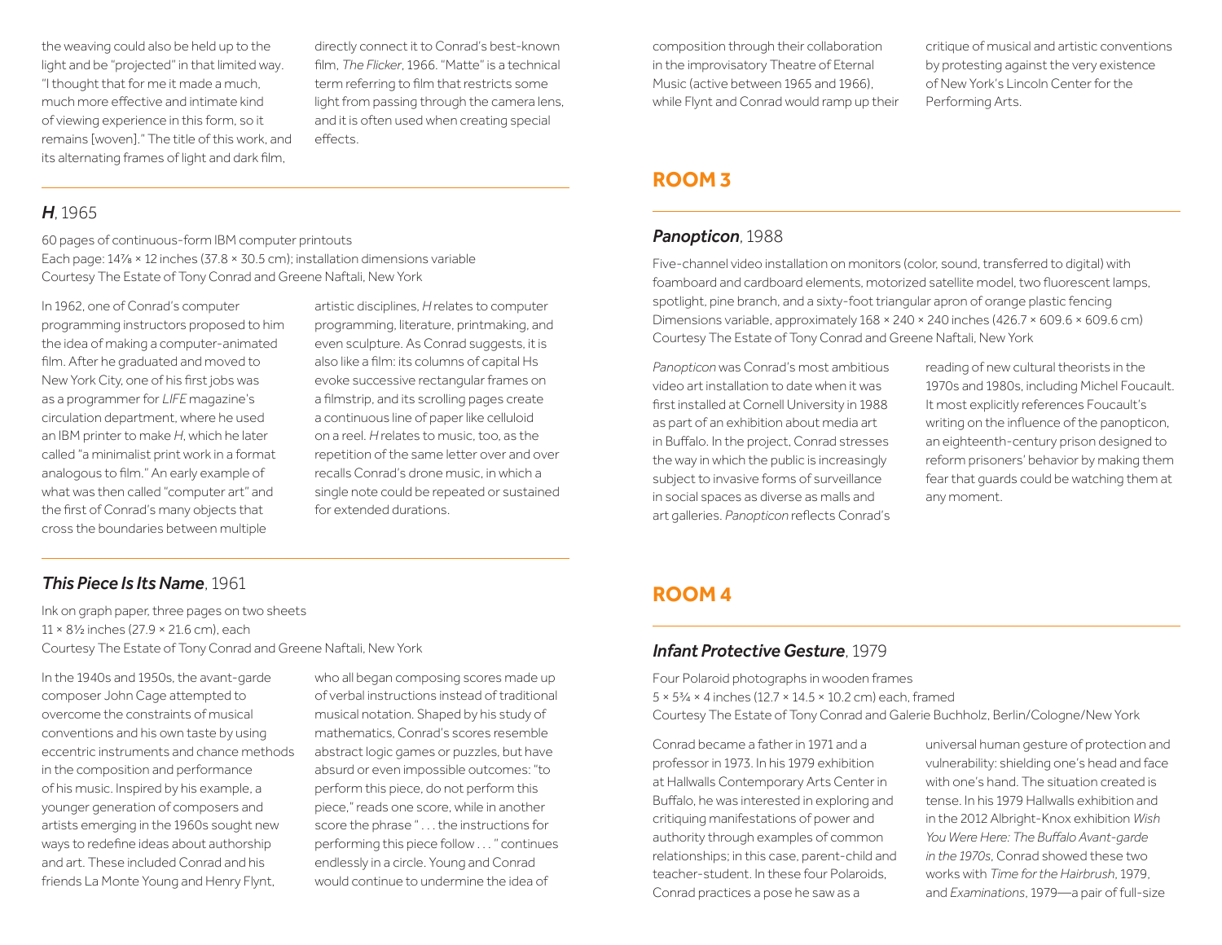the weaving could also be held up to the light and be "projected" in that limited way. "I thought that for me it made a much, much more effective and intimate kind of viewing experience in this form, so it remains [woven]." The title of this work, and its alternating frames of light and dark film, directly connect it to Conrad's best-known film, *The Flicker*, 1966. "Matte" is a technical term referring to film that restricts some light from passing through the camera lens, and it is often used when creating special effects.

---

## ***H***, 1965

60 pages of continuous-form IBM computer printouts
Each page: 14⅞ × 12 inches (37.8 × 30.5 cm); installation dimensions variable
Courtesy The Estate of Tony Conrad and Greene Naftali, New York

In 1962, one of Conrad's computer programming instructors proposed to him the idea of making a computer-animated film. After he graduated and moved to New York City, one of his first jobs was as a programmer for *LIFE* magazine's circulation department, where he used an IBM printer to make *H*, which he later called "a minimalist print work in a format analogous to film." An early example of what was then called "computer art" and the first of Conrad's many objects that cross the boundaries between multiple artistic disciplines, *H* relates to computer programming, literature, printmaking, and even sculpture. As Conrad suggests, it is also like a film: its columns of capital Hs evoke successive rectangular frames on a filmstrip, and its scrolling pages create a continuous line of paper like celluloid on a reel. *H* relates to music, too, as the repetition of the same letter over and over recalls Conrad's drone music, in which a single note could be repeated or sustained for extended durations.

---

## ***This Piece Is Its Name***, 1961

Ink on graph paper, three pages on two sheets
11 × 8½ inches (27.9 × 21.6 cm), each
Courtesy The Estate of Tony Conrad and Greene Naftali, New York

In the 1940s and 1950s, the avant-garde composer John Cage attempted to overcome the constraints of musical conventions and his own taste by using eccentric instruments and chance methods in the composition and performance of his music. Inspired by his example, a younger generation of composers and artists emerging in the 1960s sought new ways to redefine ideas about authorship and art. These included Conrad and his friends La Monte Young and Henry Flynt, who all began composing scores made up of verbal instructions instead of traditional musical notation. Shaped by his study of mathematics, Conrad's scores resemble abstract logic games or puzzles, but have absurd or even impossible outcomes: "to perform this piece, do not perform this piece," reads one score, while in another score the phrase " . . . the instructions for performing this piece follow . . . " continues endlessly in a circle. Young and Conrad would continue to undermine the idea of composition through their collaboration in the improvisatory Theatre of Eternal Music (active between 1965 and 1966), while Flynt and Conrad would ramp up their critique of musical and artistic conventions by protesting against the very existence of New York's Lincoln Center for the Performing Arts.

# ROOM 3

---

## ***Panopticon***, 1988

Five-channel video installation on monitors (color, sound, transferred to digital) with foamboard and cardboard elements, motorized satellite model, two fluorescent lamps, spotlight, pine branch, and a sixty-foot triangular apron of orange plastic fencing
Dimensions variable, approximately 168 × 240 × 240 inches (426.7 × 609.6 × 609.6 cm)
Courtesy The Estate of Tony Conrad and Greene Naftali, New York

*Panopticon* was Conrad's most ambitious video art installation to date when it was first installed at Cornell University in 1988 as part of an exhibition about media art in Buffalo. In the project, Conrad stresses the way in which the public is increasingly subject to invasive forms of surveillance in social spaces as diverse as malls and art galleries. *Panopticon* reflects Conrad's reading of new cultural theorists in the 1970s and 1980s, including Michel Foucault. It most explicitly references Foucault's writing on the influence of the panopticon, an eighteenth-century prison designed to reform prisoners' behavior by making them fear that guards could be watching them at any moment.

# ROOM 4

---

## ***Infant Protective Gesture***, 1979

Four Polaroid photographs in wooden frames
5 × 5¾ × 4 inches (12.7 × 14.5 × 10.2 cm) each, framed
Courtesy The Estate of Tony Conrad and Galerie Buchholz, Berlin/Cologne/New York

Conrad became a father in 1971 and a professor in 1973. In his 1979 exhibition at Hallwalls Contemporary Arts Center in Buffalo, he was interested in exploring and critiquing manifestations of power and authority through examples of common relationships; in this case, parent-child and teacher-student. In these four Polaroids, Conrad practices a pose he saw as a universal human gesture of protection and vulnerability: shielding one's head and face with one's hand. The situation created is tense. In his 1979 Hallwalls exhibition and in the 2012 Albright-Knox exhibition *Wish You Were Here: The Buffalo Avant-garde in the 1970s*, Conrad showed these two works with *Time for the Hairbrush*, 1979, and *Examinations*, 1979—a pair of full-size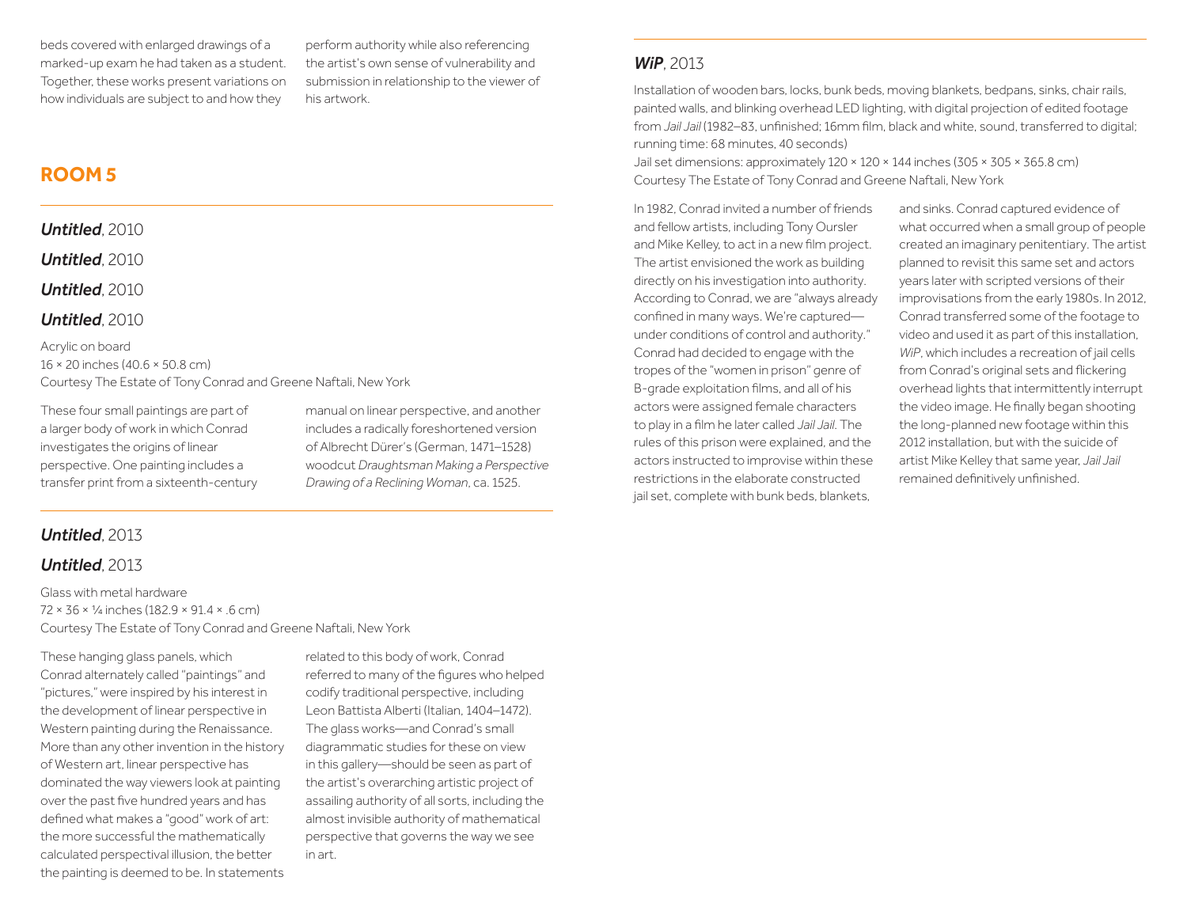beds covered with enlarged drawings of a marked-up exam he had taken as a student. Together, these works present variations on how individuals are subject to and how they perform authority while also referencing the artist's own sense of vulnerability and submission in relationship to the viewer of his artwork.

## ROOM 5

### *Untitled*, 2010

### *Untitled*, 2010

### *Untitled*, 2010

### *Untitled*, 2010

Acrylic on board
16 × 20 inches (40.6 × 50.8 cm)
Courtesy The Estate of Tony Conrad and Greene Naftali, New York

These four small paintings are part of a larger body of work in which Conrad investigates the origins of linear perspective. One painting includes a transfer print from a sixteenth-century manual on linear perspective, and another includes a radically foreshortened version of Albrecht Dürer's (German, 1471–1528) woodcut *Draughtsman Making a Perspective Drawing of a Reclining Woman*, ca. 1525.

### *Untitled*, 2013

### *Untitled*, 2013

Glass with metal hardware
72 × 36 × ¼ inches (182.9 × 91.4 × .6 cm)
Courtesy The Estate of Tony Conrad and Greene Naftali, New York

These hanging glass panels, which Conrad alternately called "paintings" and "pictures," were inspired by his interest in the development of linear perspective in Western painting during the Renaissance. More than any other invention in the history of Western art, linear perspective has dominated the way viewers look at painting over the past five hundred years and has defined what makes a "good" work of art: the more successful the mathematically calculated perspectival illusion, the better the painting is deemed to be. In statements related to this body of work, Conrad referred to many of the figures who helped codify traditional perspective, including Leon Battista Alberti (Italian, 1404–1472). The glass works—and Conrad's small diagrammatic studies for these on view in this gallery—should be seen as part of the artist's overarching artistic project of assailing authority of all sorts, including the almost invisible authority of mathematical perspective that governs the way we see in art.

### *WiP*, 2013

Installation of wooden bars, locks, bunk beds, moving blankets, bedpans, sinks, chair rails, painted walls, and blinking overhead LED lighting, with digital projection of edited footage from *Jail Jail* (1982–83, unfinished; 16mm film, black and white, sound, transferred to digital; running time: 68 minutes, 40 seconds)
Jail set dimensions: approximately 120 × 120 × 144 inches (305 × 305 × 365.8 cm)
Courtesy The Estate of Tony Conrad and Greene Naftali, New York

In 1982, Conrad invited a number of friends and fellow artists, including Tony Oursler and Mike Kelley, to act in a new film project. The artist envisioned the work as building directly on his investigation into authority. According to Conrad, we are "always already confined in many ways. We're captured—under conditions of control and authority." Conrad had decided to engage with the tropes of the "women in prison" genre of B-grade exploitation films, and all of his actors were assigned female characters to play in a film he later called *Jail Jail*. The rules of this prison were explained, and the actors instructed to improvise within these restrictions in the elaborate constructed jail set, complete with bunk beds, blankets, and sinks. Conrad captured evidence of what occurred when a small group of people created an imaginary penitentiary. The artist planned to revisit this same set and actors years later with scripted versions of their improvisations from the early 1980s. In 2012, Conrad transferred some of the footage to video and used it as part of this installation, *WiP*, which includes a recreation of jail cells from Conrad's original sets and flickering overhead lights that intermittently interrupt the video image. He finally began shooting the long-planned new footage within this 2012 installation, but with the suicide of artist Mike Kelley that same year, *Jail Jail* remained definitively unfinished.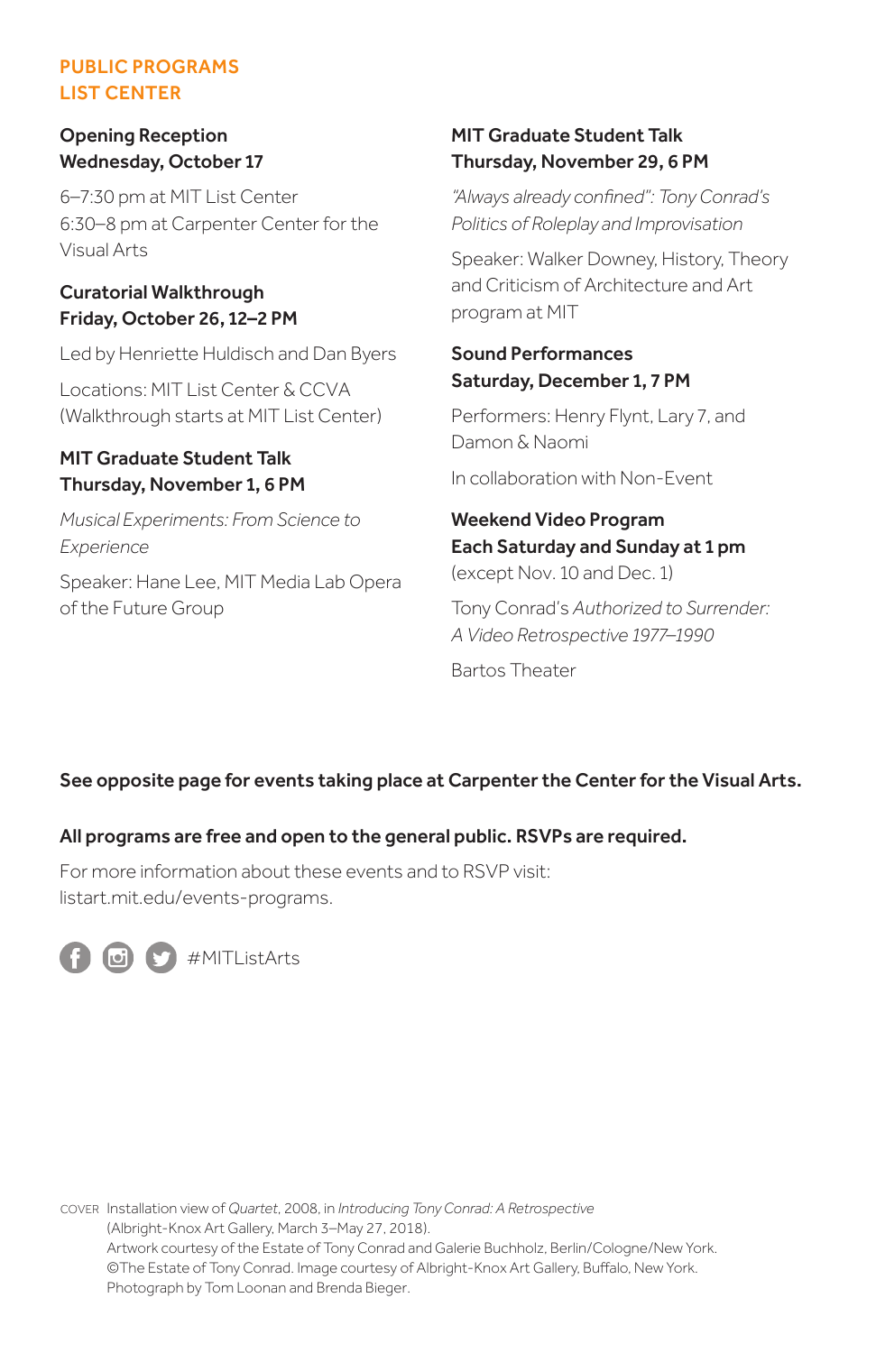## PUBLIC PROGRAMS
## LIST CENTER

**Opening Reception**
**Wednesday, October 17**

6–7:30 pm at MIT List Center
6:30–8 pm at Carpenter Center for the Visual Arts

**Curatorial Walkthrough**
**Friday, October 26, 12–2 PM**

Led by Henriette Huldisch and Dan Byers

Locations: MIT List Center & CCVA (Walkthrough starts at MIT List Center)

**MIT Graduate Student Talk**
**Thursday, November 1, 6 PM**

*Musical Experiments: From Science to Experience*

Speaker: Hane Lee, MIT Media Lab Opera of the Future Group

**MIT Graduate Student Talk**
**Thursday, November 29, 6 PM**

*"Always already confined": Tony Conrad's Politics of Roleplay and Improvisation*

Speaker: Walker Downey, History, Theory and Criticism of Architecture and Art program at MIT

**Sound Performances**
**Saturday, December 1, 7 PM**

Performers: Henry Flynt, Lary 7, and Damon & Naomi

In collaboration with Non-Event

**Weekend Video Program**
**Each Saturday and Sunday at 1 pm**
(except Nov. 10 and Dec. 1)

Tony Conrad's *Authorized to Surrender: A Video Retrospective 1977–1990*

Bartos Theater

**See opposite page for events taking place at Carpenter the Center for the Visual Arts.**

**All programs are free and open to the general public. RSVPs are required.**

For more information about these events and to RSVP visit: listart.mit.edu/events-programs.

#MITListArts

COVER Installation view of *Quartet*, 2008, in *Introducing Tony Conrad: A Retrospective* (Albright-Knox Art Gallery, March 3–May 27, 2018).
Artwork courtesy of the Estate of Tony Conrad and Galerie Buchholz, Berlin/Cologne/New York.
©The Estate of Tony Conrad. Image courtesy of Albright-Knox Art Gallery, Buffalo, New York.
Photograph by Tom Loonan and Brenda Bieger.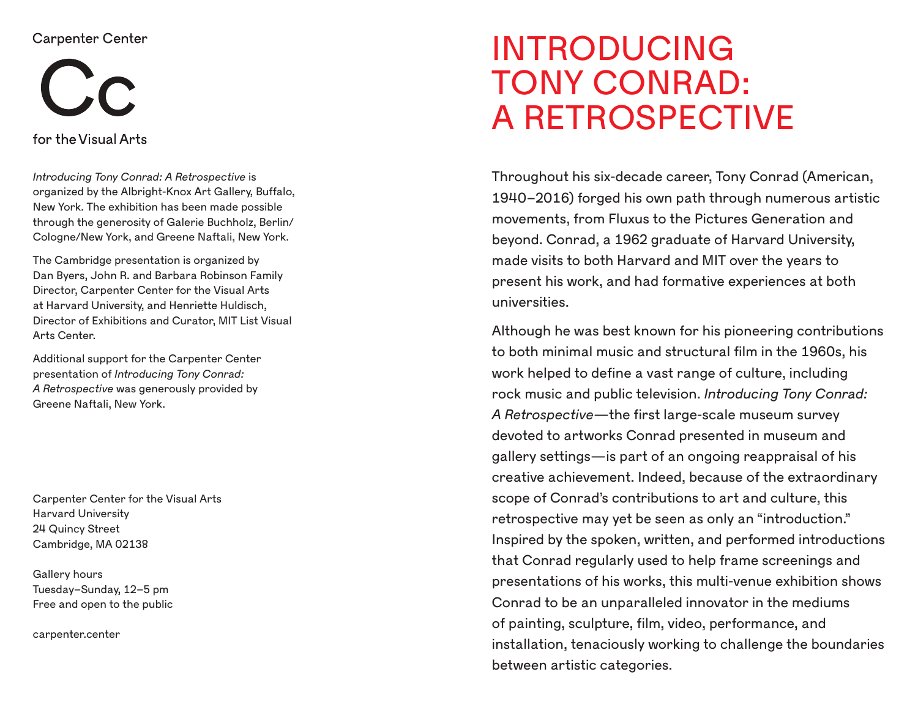Carpenter Center

Cc

for the Visual Arts

*Introducing Tony Conrad: A Retrospective* is organized by the Albright-Knox Art Gallery, Buffalo, New York. The exhibition has been made possible through the generosity of Galerie Buchholz, Berlin/Cologne/New York, and Greene Naftali, New York.

The Cambridge presentation is organized by Dan Byers, John R. and Barbara Robinson Family Director, Carpenter Center for the Visual Arts at Harvard University, and Henriette Huldisch, Director of Exhibitions and Curator, MIT List Visual Arts Center.

Additional support for the Carpenter Center presentation of *Introducing Tony Conrad: A Retrospective* was generously provided by Greene Naftali, New York.

Carpenter Center for the Visual Arts
Harvard University
24 Quincy Street
Cambridge, MA 02138

Gallery hours
Tuesday–Sunday, 12–5 pm
Free and open to the public

carpenter.center

# INTRODUCING TONY CONRAD: A RETROSPECTIVE

Throughout his six-decade career, Tony Conrad (American, 1940–2016) forged his own path through numerous artistic movements, from Fluxus to the Pictures Generation and beyond. Conrad, a 1962 graduate of Harvard University, made visits to both Harvard and MIT over the years to present his work, and had formative experiences at both universities.

Although he was best known for his pioneering contributions to both minimal music and structural film in the 1960s, his work helped to define a vast range of culture, including rock music and public television. *Introducing Tony Conrad: A Retrospective*—the first large-scale museum survey devoted to artworks Conrad presented in museum and gallery settings—is part of an ongoing reappraisal of his creative achievement. Indeed, because of the extraordinary scope of Conrad's contributions to art and culture, this retrospective may yet be seen as only an "introduction." Inspired by the spoken, written, and performed introductions that Conrad regularly used to help frame screenings and presentations of his works, this multi-venue exhibition shows Conrad to be an unparalleled innovator in the mediums of painting, sculpture, film, video, performance, and installation, tenaciously working to challenge the boundaries between artistic categories.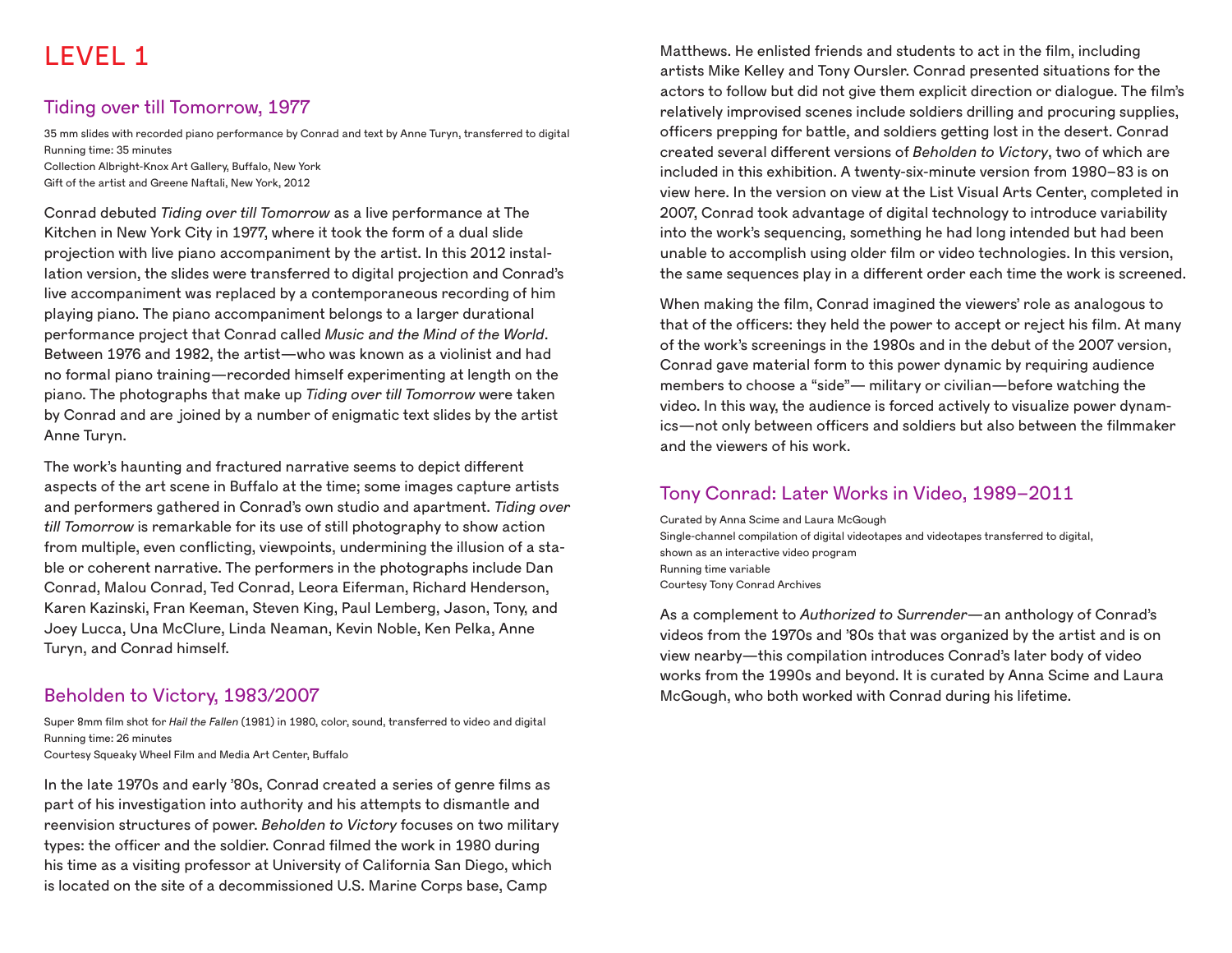# LEVEL 1

## Tiding over till Tomorrow, 1977

35 mm slides with recorded piano performance by Conrad and text by Anne Turyn, transferred to digital
Running time: 35 minutes
Collection Albright-Knox Art Gallery, Buffalo, New York
Gift of the artist and Greene Naftali, New York, 2012

Conrad debuted *Tiding over till Tomorrow* as a live performance at The Kitchen in New York City in 1977, where it took the form of a dual slide projection with live piano accompaniment by the artist. In this 2012 installation version, the slides were transferred to digital projection and Conrad's live accompaniment was replaced by a contemporaneous recording of him playing piano. The piano accompaniment belongs to a larger durational performance project that Conrad called *Music and the Mind of the World*. Between 1976 and 1982, the artist—who was known as a violinist and had no formal piano training—recorded himself experimenting at length on the piano. The photographs that make up *Tiding over till Tomorrow* were taken by Conrad and are joined by a number of enigmatic text slides by the artist Anne Turyn.

The work's haunting and fractured narrative seems to depict different aspects of the art scene in Buffalo at the time; some images capture artists and performers gathered in Conrad's own studio and apartment. *Tiding over till Tomorrow* is remarkable for its use of still photography to show action from multiple, even conflicting, viewpoints, undermining the illusion of a stable or coherent narrative. The performers in the photographs include Dan Conrad, Malou Conrad, Ted Conrad, Leora Eiferman, Richard Henderson, Karen Kazinski, Fran Keeman, Steven King, Paul Lemberg, Jason, Tony, and Joey Lucca, Una McClure, Linda Neaman, Kevin Noble, Ken Pelka, Anne Turyn, and Conrad himself.

## Beholden to Victory, 1983/2007

Super 8mm film shot for *Hail the Fallen* (1981) in 1980, color, sound, transferred to video and digital
Running time: 26 minutes
Courtesy Squeaky Wheel Film and Media Art Center, Buffalo

In the late 1970s and early '80s, Conrad created a series of genre films as part of his investigation into authority and his attempts to dismantle and reenvision structures of power. *Beholden to Victory* focuses on two military types: the officer and the soldier. Conrad filmed the work in 1980 during his time as a visiting professor at University of California San Diego, which is located on the site of a decommissioned U.S. Marine Corps base, Camp Matthews. He enlisted friends and students to act in the film, including artists Mike Kelley and Tony Oursler. Conrad presented situations for the actors to follow but did not give them explicit direction or dialogue. The film's relatively improvised scenes include soldiers drilling and procuring supplies, officers prepping for battle, and soldiers getting lost in the desert. Conrad created several different versions of *Beholden to Victory*, two of which are included in this exhibition. A twenty-six-minute version from 1980–83 is on view here. In the version on view at the List Visual Arts Center, completed in 2007, Conrad took advantage of digital technology to introduce variability into the work's sequencing, something he had long intended but had been unable to accomplish using older film or video technologies. In this version, the same sequences play in a different order each time the work is screened.

When making the film, Conrad imagined the viewers' role as analogous to that of the officers: they held the power to accept or reject his film. At many of the work's screenings in the 1980s and in the debut of the 2007 version, Conrad gave material form to this power dynamic by requiring audience members to choose a "side"— military or civilian—before watching the video. In this way, the audience is forced actively to visualize power dynamics—not only between officers and soldiers but also between the filmmaker and the viewers of his work.

## Tony Conrad: Later Works in Video, 1989–2011

Curated by Anna Scime and Laura McGough
Single-channel compilation of digital videotapes and videotapes transferred to digital, shown as an interactive video program
Running time variable
Courtesy Tony Conrad Archives

As a complement to *Authorized to Surrender*—an anthology of Conrad's videos from the 1970s and '80s that was organized by the artist and is on view nearby—this compilation introduces Conrad's later body of video works from the 1990s and beyond. It is curated by Anna Scime and Laura McGough, who both worked with Conrad during his lifetime.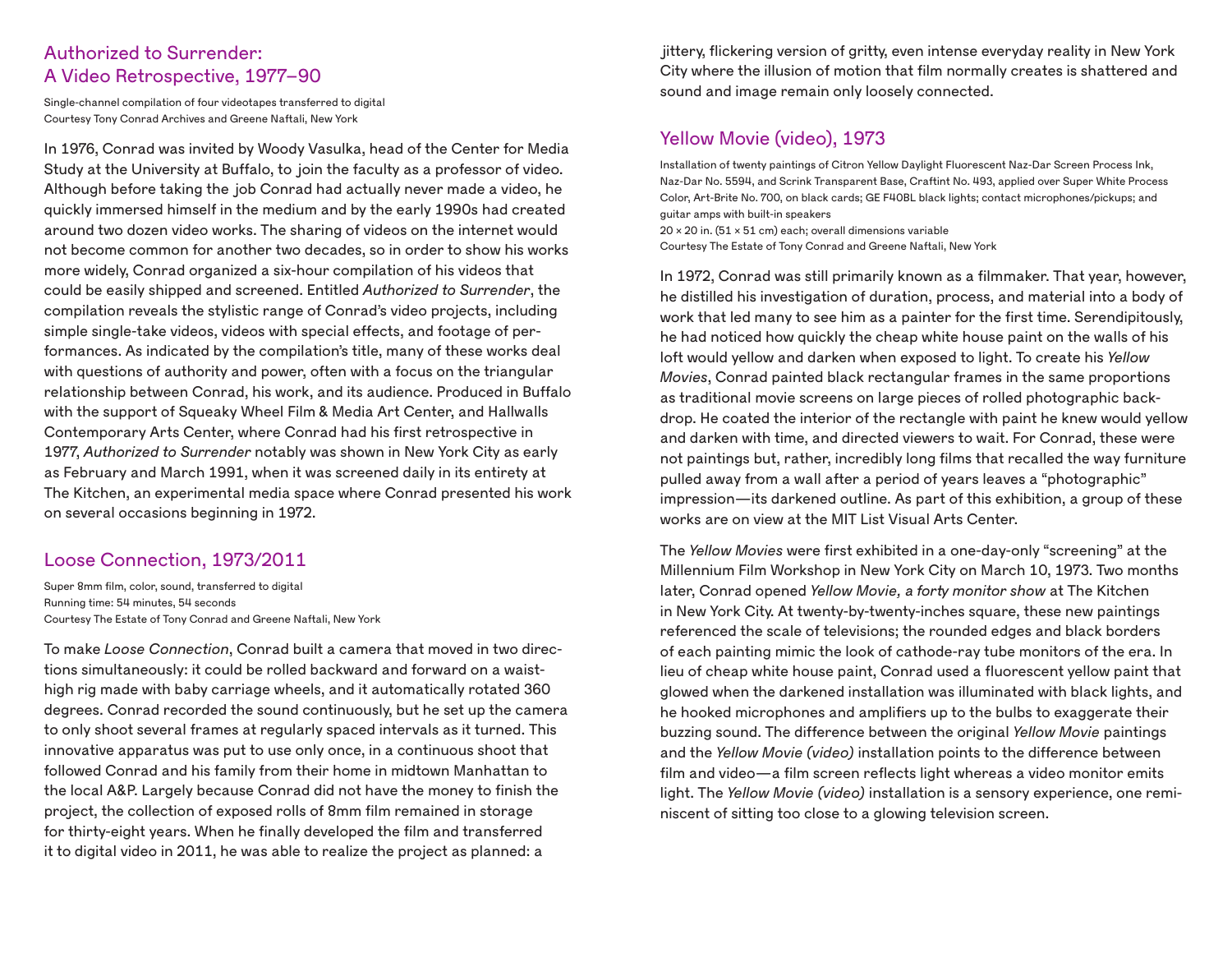## Authorized to Surrender: A Video Retrospective, 1977–90

Single-channel compilation of four videotapes transferred to digital
Courtesy Tony Conrad Archives and Greene Naftali, New York

In 1976, Conrad was invited by Woody Vasulka, head of the Center for Media Study at the University at Buffalo, to join the faculty as a professor of video. Although before taking the job Conrad had actually never made a video, he quickly immersed himself in the medium and by the early 1990s had created around two dozen video works. The sharing of videos on the internet would not become common for another two decades, so in order to show his works more widely, Conrad organized a six-hour compilation of his videos that could be easily shipped and screened. Entitled *Authorized to Surrender*, the compilation reveals the stylistic range of Conrad's video projects, including simple single-take videos, videos with special effects, and footage of performances. As indicated by the compilation's title, many of these works deal with questions of authority and power, often with a focus on the triangular relationship between Conrad, his work, and its audience. Produced in Buffalo with the support of Squeaky Wheel Film & Media Art Center, and Hallwalls Contemporary Arts Center, where Conrad had his first retrospective in 1977, *Authorized to Surrender* notably was shown in New York City as early as February and March 1991, when it was screened daily in its entirety at The Kitchen, an experimental media space where Conrad presented his work on several occasions beginning in 1972.

## Loose Connection, 1973/2011

Super 8mm film, color, sound, transferred to digital
Running time: 54 minutes, 54 seconds
Courtesy The Estate of Tony Conrad and Greene Naftali, New York

To make *Loose Connection*, Conrad built a camera that moved in two directions simultaneously: it could be rolled backward and forward on a waist-high rig made with baby carriage wheels, and it automatically rotated 360 degrees. Conrad recorded the sound continuously, but he set up the camera to only shoot several frames at regularly spaced intervals as it turned. This innovative apparatus was put to use only once, in a continuous shoot that followed Conrad and his family from their home in midtown Manhattan to the local A&P. Largely because Conrad did not have the money to finish the project, the collection of exposed rolls of 8mm film remained in storage for thirty-eight years. When he finally developed the film and transferred it to digital video in 2011, he was able to realize the project as planned: a jittery, flickering version of gritty, even intense everyday reality in New York City where the illusion of motion that film normally creates is shattered and sound and image remain only loosely connected.

## Yellow Movie (video), 1973

Installation of twenty paintings of Citron Yellow Daylight Fluorescent Naz-Dar Screen Process Ink, Naz-Dar No. 5594, and Scrink Transparent Base, Craftint No. 493, applied over Super White Process Color, Art-Brite No. 700, on black cards; GE F40BL black lights; contact microphones/pickups; and guitar amps with built-in speakers
20 × 20 in. (51 × 51 cm) each; overall dimensions variable
Courtesy The Estate of Tony Conrad and Greene Naftali, New York

In 1972, Conrad was still primarily known as a filmmaker. That year, however, he distilled his investigation of duration, process, and material into a body of work that led many to see him as a painter for the first time. Serendipitously, he had noticed how quickly the cheap white house paint on the walls of his loft would yellow and darken when exposed to light. To create his *Yellow Movies*, Conrad painted black rectangular frames in the same proportions as traditional movie screens on large pieces of rolled photographic backdrop. He coated the interior of the rectangle with paint he knew would yellow and darken with time, and directed viewers to wait. For Conrad, these were not paintings but, rather, incredibly long films that recalled the way furniture pulled away from a wall after a period of years leaves a "photographic" impression—its darkened outline. As part of this exhibition, a group of these works are on view at the MIT List Visual Arts Center.

The *Yellow Movies* were first exhibited in a one-day-only "screening" at the Millennium Film Workshop in New York City on March 10, 1973. Two months later, Conrad opened *Yellow Movie, a forty monitor show* at The Kitchen in New York City. At twenty-by-twenty-inches square, these new paintings referenced the scale of televisions; the rounded edges and black borders of each painting mimic the look of cathode-ray tube monitors of the era. In lieu of cheap white house paint, Conrad used a fluorescent yellow paint that glowed when the darkened installation was illuminated with black lights, and he hooked microphones and amplifiers up to the bulbs to exaggerate their buzzing sound. The difference between the original *Yellow Movie* paintings and the *Yellow Movie (video)* installation points to the difference between film and video—a film screen reflects light whereas a video monitor emits light. The *Yellow Movie (video)* installation is a sensory experience, one reminiscent of sitting too close to a glowing television screen.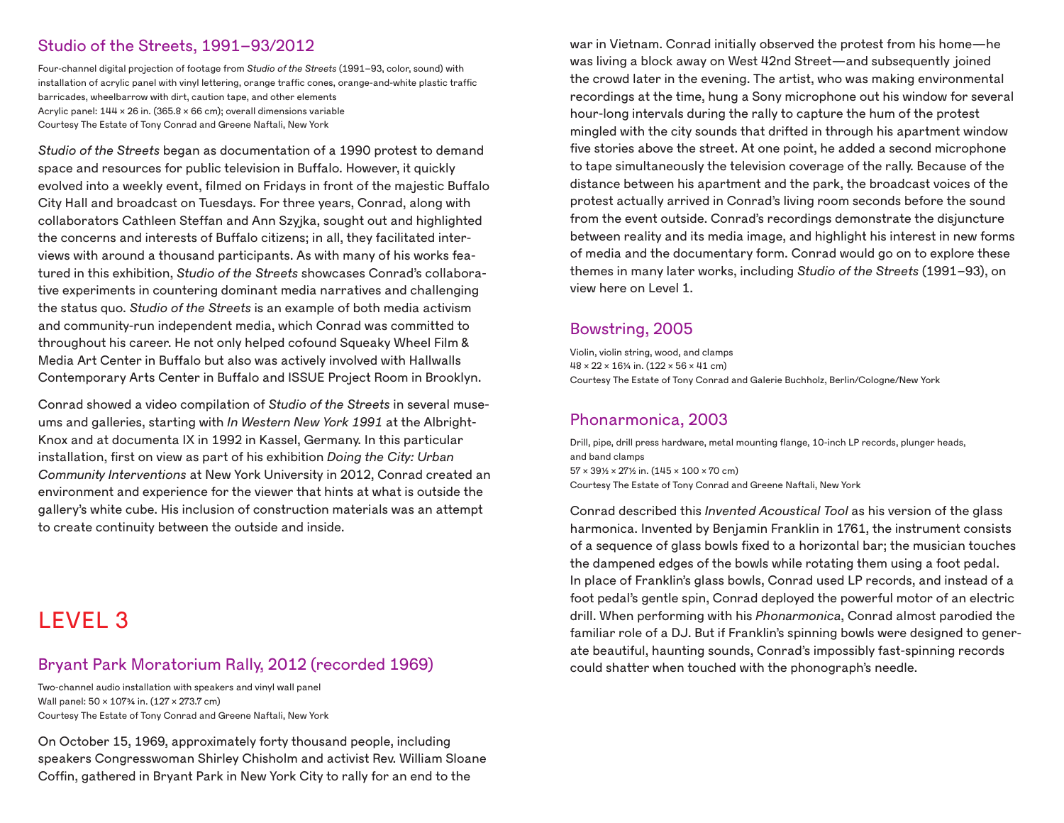### Studio of the Streets, 1991–93/2012

Four-channel digital projection of footage from *Studio of the Streets* (1991–93, color, sound) with installation of acrylic panel with vinyl lettering, orange traffic cones, orange-and-white plastic traffic barricades, wheelbarrow with dirt, caution tape, and other elements
Acrylic panel: 144 × 26 in. (365.8 × 66 cm); overall dimensions variable
Courtesy The Estate of Tony Conrad and Greene Naftali, New York

*Studio of the Streets* began as documentation of a 1990 protest to demand space and resources for public television in Buffalo. However, it quickly evolved into a weekly event, filmed on Fridays in front of the majestic Buffalo City Hall and broadcast on Tuesdays. For three years, Conrad, along with collaborators Cathleen Steffan and Ann Szyjka, sought out and highlighted the concerns and interests of Buffalo citizens; in all, they facilitated interviews with around a thousand participants. As with many of his works featured in this exhibition, *Studio of the Streets* showcases Conrad's collaborative experiments in countering dominant media narratives and challenging the status quo. *Studio of the Streets* is an example of both media activism and community-run independent media, which Conrad was committed to throughout his career. He not only helped cofound Squeaky Wheel Film & Media Art Center in Buffalo but also was actively involved with Hallwalls Contemporary Arts Center in Buffalo and ISSUE Project Room in Brooklyn.

Conrad showed a video compilation of *Studio of the Streets* in several museums and galleries, starting with *In Western New York 1991* at the Albright-Knox and at documenta IX in 1992 in Kassel, Germany. In this particular installation, first on view as part of his exhibition *Doing the City: Urban Community Interventions* at New York University in 2012, Conrad created an environment and experience for the viewer that hints at what is outside the gallery's white cube. His inclusion of construction materials was an attempt to create continuity between the outside and inside.

## LEVEL 3

### Bryant Park Moratorium Rally, 2012 (recorded 1969)

Two-channel audio installation with speakers and vinyl wall panel
Wall panel: 50 × 107¾ in. (127 × 273.7 cm)
Courtesy The Estate of Tony Conrad and Greene Naftali, New York

On October 15, 1969, approximately forty thousand people, including speakers Congresswoman Shirley Chisholm and activist Rev. William Sloane Coffin, gathered in Bryant Park in New York City to rally for an end to the war in Vietnam. Conrad initially observed the protest from his home—he was living a block away on West 42nd Street—and subsequently joined the crowd later in the evening. The artist, who was making environmental recordings at the time, hung a Sony microphone out his window for several hour-long intervals during the rally to capture the hum of the protest mingled with the city sounds that drifted in through his apartment window five stories above the street. At one point, he added a second microphone to tape simultaneously the television coverage of the rally. Because of the distance between his apartment and the park, the broadcast voices of the protest actually arrived in Conrad's living room seconds before the sound from the event outside. Conrad's recordings demonstrate the disjuncture between reality and its media image, and highlight his interest in new forms of media and the documentary form. Conrad would go on to explore these themes in many later works, including *Studio of the Streets* (1991–93), on view here on Level 1.

### Bowstring, 2005

Violin, violin string, wood, and clamps
48 × 22 × 16¼ in. (122 × 56 × 41 cm)
Courtesy The Estate of Tony Conrad and Galerie Buchholz, Berlin/Cologne/New York

### Phonarmonica, 2003

Drill, pipe, drill press hardware, metal mounting flange, 10-inch LP records, plunger heads, and band clamps
57 × 39½ × 27½ in. (145 × 100 × 70 cm)
Courtesy The Estate of Tony Conrad and Greene Naftali, New York

Conrad described this *Invented Acoustical Tool* as his version of the glass harmonica. Invented by Benjamin Franklin in 1761, the instrument consists of a sequence of glass bowls fixed to a horizontal bar; the musician touches the dampened edges of the bowls while rotating them using a foot pedal. In place of Franklin's glass bowls, Conrad used LP records, and instead of a foot pedal's gentle spin, Conrad deployed the powerful motor of an electric drill. When performing with his *Phonarmonica*, Conrad almost parodied the familiar role of a DJ. But if Franklin's spinning bowls were designed to generate beautiful, haunting sounds, Conrad's impossibly fast-spinning records could shatter when touched with the phonograph's needle.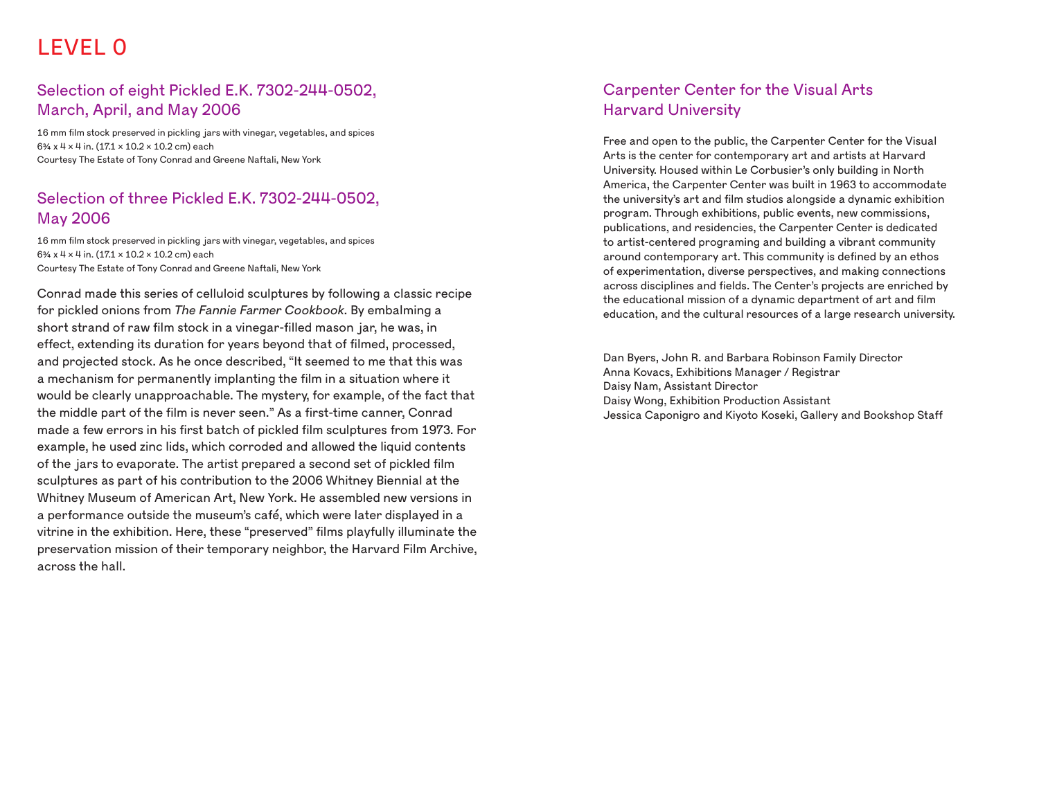# LEVEL 0

## Selection of eight Pickled E.K. 7302-244-0502, March, April, and May 2006

16 mm film stock preserved in pickling jars with vinegar, vegetables, and spices
6¾ x 4 × 4 in. (17.1 × 10.2 × 10.2 cm) each
Courtesy The Estate of Tony Conrad and Greene Naftali, New York

## Selection of three Pickled E.K. 7302-244-0502, May 2006

16 mm film stock preserved in pickling jars with vinegar, vegetables, and spices
6¾ x 4 × 4 in. (17.1 × 10.2 × 10.2 cm) each
Courtesy The Estate of Tony Conrad and Greene Naftali, New York

Conrad made this series of celluloid sculptures by following a classic recipe for pickled onions from *The Fannie Farmer Cookbook*. By embalming a short strand of raw film stock in a vinegar-filled mason jar, he was, in effect, extending its duration for years beyond that of filmed, processed, and projected stock. As he once described, "It seemed to me that this was a mechanism for permanently implanting the film in a situation where it would be clearly unapproachable. The mystery, for example, of the fact that the middle part of the film is never seen." As a first-time canner, Conrad made a few errors in his first batch of pickled film sculptures from 1973. For example, he used zinc lids, which corroded and allowed the liquid contents of the jars to evaporate. The artist prepared a second set of pickled film sculptures as part of his contribution to the 2006 Whitney Biennial at the Whitney Museum of American Art, New York. He assembled new versions in a performance outside the museum's café, which were later displayed in a vitrine in the exhibition. Here, these "preserved" films playfully illuminate the preservation mission of their temporary neighbor, the Harvard Film Archive, across the hall.

## Carpenter Center for the Visual Arts Harvard University

Free and open to the public, the Carpenter Center for the Visual Arts is the center for contemporary art and artists at Harvard University. Housed within Le Corbusier's only building in North America, the Carpenter Center was built in 1963 to accommodate the university's art and film studios alongside a dynamic exhibition program. Through exhibitions, public events, new commissions, publications, and residencies, the Carpenter Center is dedicated to artist-centered programing and building a vibrant community around contemporary art. This community is defined by an ethos of experimentation, diverse perspectives, and making connections across disciplines and fields. The Center's projects are enriched by the educational mission of a dynamic department of art and film education, and the cultural resources of a large research university.

Dan Byers, John R. and Barbara Robinson Family Director
Anna Kovacs, Exhibitions Manager / Registrar
Daisy Nam, Assistant Director
Daisy Wong, Exhibition Production Assistant
Jessica Caponigro and Kiyoto Koseki, Gallery and Bookshop Staff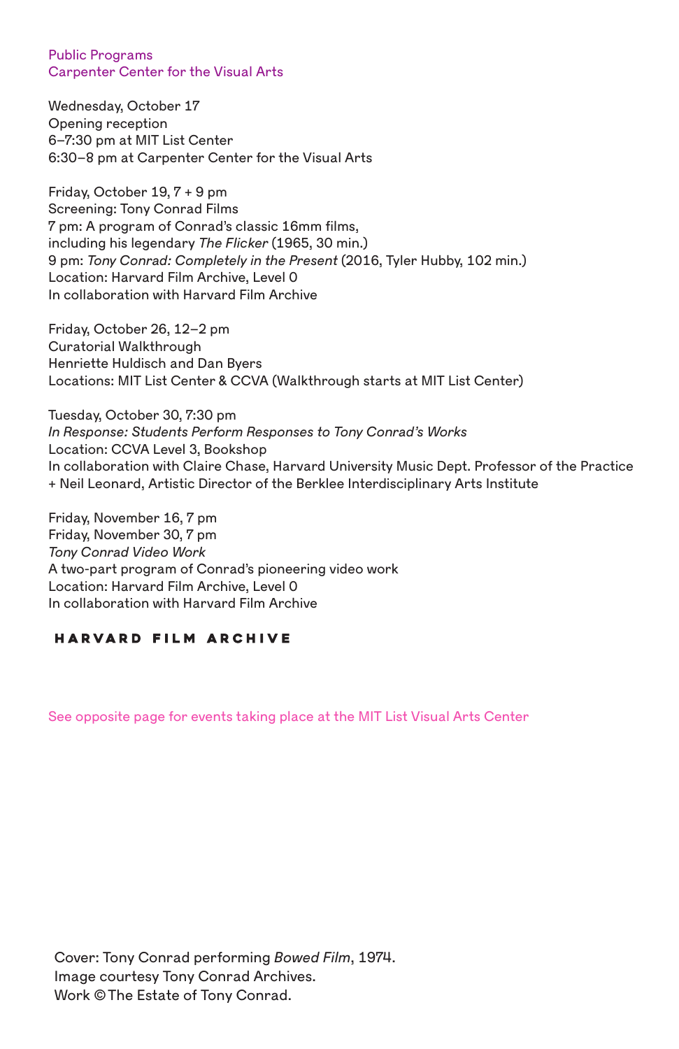Public Programs
Carpenter Center for the Visual Arts

Wednesday, October 17
Opening reception
6–7:30 pm at MIT List Center
6:30–8 pm at Carpenter Center for the Visual Arts

Friday, October 19, 7 + 9 pm
Screening: Tony Conrad Films
7 pm: A program of Conrad's classic 16mm films, including his legendary *The Flicker* (1965, 30 min.)
9 pm: *Tony Conrad: Completely in the Present* (2016, Tyler Hubby, 102 min.)
Location: Harvard Film Archive, Level 0
In collaboration with Harvard Film Archive

Friday, October 26, 12–2 pm
Curatorial Walkthrough
Henriette Huldisch and Dan Byers
Locations: MIT List Center & CCVA (Walkthrough starts at MIT List Center)

Tuesday, October 30, 7:30 pm
*In Response: Students Perform Responses to Tony Conrad's Works*
Location: CCVA Level 3, Bookshop
In collaboration with Claire Chase, Harvard University Music Dept. Professor of the Practice + Neil Leonard, Artistic Director of the Berklee Interdisciplinary Arts Institute

Friday, November 16, 7 pm
Friday, November 30, 7 pm
*Tony Conrad Video Work*
A two-part program of Conrad's pioneering video work
Location: Harvard Film Archive, Level 0
In collaboration with Harvard Film Archive

HARVARD FILM ARCHIVE

See opposite page for events taking place at the MIT List Visual Arts Center

Cover: Tony Conrad performing *Bowed Film*, 1974.
Image courtesy Tony Conrad Archives.
Work © The Estate of Tony Conrad.